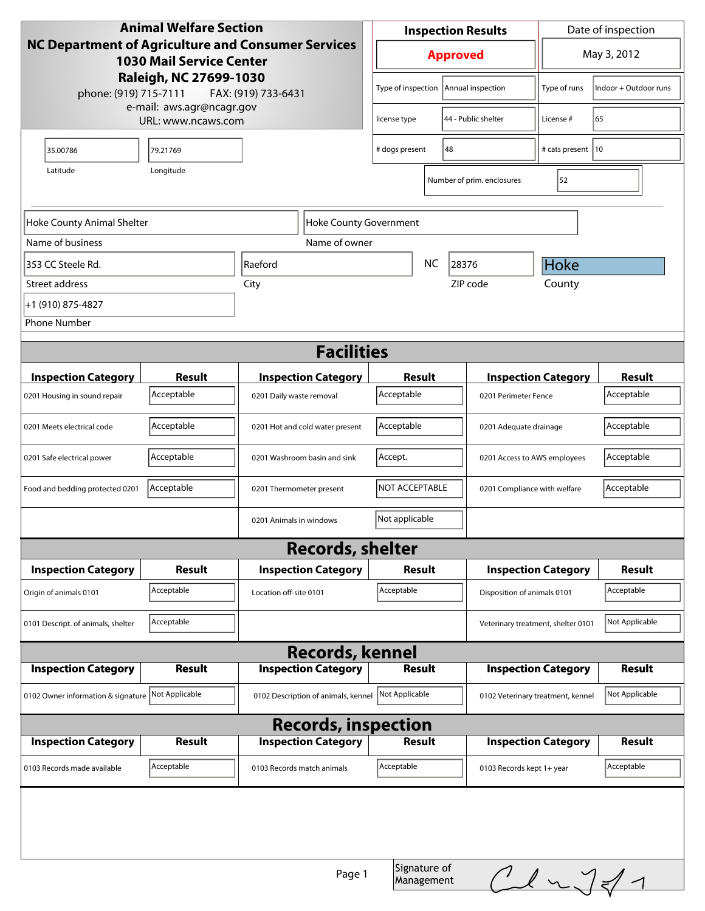**Animal Welfare Section**
**NC Department of Agriculture and Consumer Services**
**1030 Mail Service Center**
**Raleigh, NC 27699-1030**
phone: (919) 715-7111 FAX: (919) 733-6431
e-mail: aws.agr@ncagr.gov
URL: www.ncaws.com

| Inspection Results | Date of inspection |
|---|---|
| **Approved** | May 3, 2012 |

| | | | |
|---|---|---|---|
| Type of inspection | Annual inspection | Type of runs | Indoor + Outdoor runs |
| license type | 44 - Public shelter | License # | 65 |
| # dogs present | 48 | # cats present | 10 |
| Number of prim. enclosures | 52 | | |

| Latitude | Longitude |
|---|---|
| 35.00786 | 79.21769 |

| Name of business | Name of owner |
|---|---|
| Hoke County Animal Shelter | Hoke County Government |

| Street address | City | State | ZIP code | County |
|---|---|---|---|---|
| 353 CC Steele Rd. | Raeford | NC | 28376 | Hoke |

Phone Number: +1 (910) 875-4827

## Facilities

| Inspection Category | Result | Inspection Category | Result | Inspection Category | Result |
|---|---|---|---|---|---|
| 0201 Housing in sound repair | Acceptable | 0201 Daily waste removal | Acceptable | 0201 Perimeter Fence | Acceptable |
| 0201 Meets electrical code | Acceptable | 0201 Hot and cold water present | Acceptable | 0201 Adequate drainage | Acceptable |
| 0201 Safe electrical power | Acceptable | 0201 Washroom basin and sink | Accept. | 0201 Access to AWS employees | Acceptable |
| Food and bedding protected 0201 | Acceptable | 0201 Thermometer present | NOT ACCEPTABLE | 0201 Compliance with welfare | Acceptable |
| | | 0201 Animals in windows | Not applicable | | |

## Records, shelter

| Inspection Category | Result | Inspection Category | Result | Inspection Category | Result |
|---|---|---|---|---|---|
| Origin of animals 0101 | Acceptable | Location off-site 0101 | Acceptable | Disposition of animals 0101 | Acceptable |
| 0101 Descript. of animals, shelter | Acceptable | | | Veterinary treatment, shelter 0101 | Not Applicable |

## Records, kennel

| Inspection Category | Result | Inspection Category | Result | Inspection Category | Result |
|---|---|---|---|---|---|
| 0102 Owner information & signature | Not Applicable | 0102 Description of animals, kennel | Not Applicable | 0102 Veterinary treatment, kennel | Not Applicable |

## Records, inspection

| Inspection Category | Result | Inspection Category | Result | Inspection Category | Result |
|---|---|---|---|---|---|
| 0103 Records made available | Acceptable | 0103 Records match animals | Acceptable | 0103 Records kept 1+ year | Acceptable |

Signature of Management: [signature]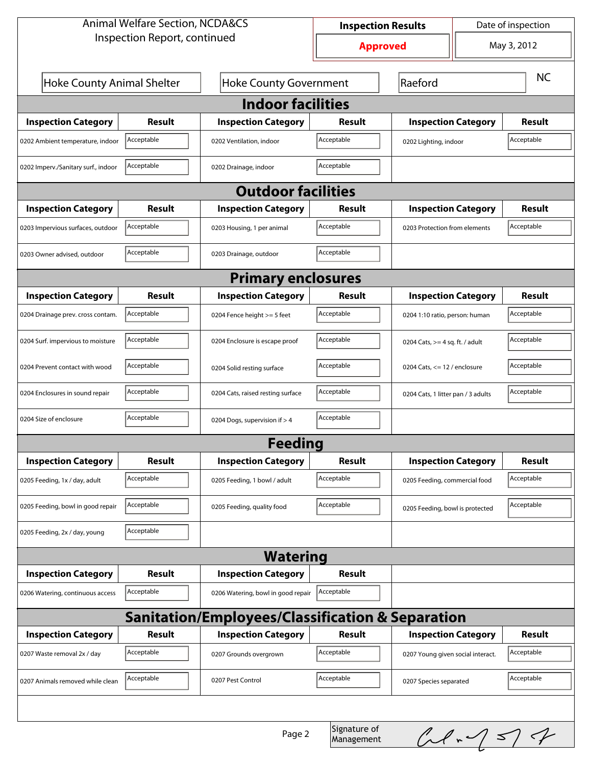Animal Welfare Section, NCDA&CS
Inspection Report, continued

| Inspection Results | Date of inspection |
| --- | --- |
| **Approved** | May 3, 2012 |

| Hoke County Animal Shelter | Hoke County Government | Raeford | NC |
| --- | --- | --- | --- |

## Indoor facilities

| Inspection Category | Result | Inspection Category | Result | Inspection Category | Result |
| --- | --- | --- | --- | --- | --- |
| 0202 Ambient temperature, indoor | Acceptable | 0202 Ventilation, indoor | Acceptable | 0202 Lighting, indoor | Acceptable |
| 0202 Imperv./Sanitary surf., indoor | Acceptable | 0202 Drainage, indoor | Acceptable | | |

## Outdoor facilities

| Inspection Category | Result | Inspection Category | Result | Inspection Category | Result |
| --- | --- | --- | --- | --- | --- |
| 0203 Impervious surfaces, outdoor | Acceptable | 0203 Housing, 1 per animal | Acceptable | 0203 Protection from elements | Acceptable |
| 0203 Owner advised, outdoor | Acceptable | 0203 Drainage, outdoor | Acceptable | | |

## Primary enclosures

| Inspection Category | Result | Inspection Category | Result | Inspection Category | Result |
| --- | --- | --- | --- | --- | --- |
| 0204 Drainage prev. cross contam. | Acceptable | 0204 Fence height >= 5 feet | Acceptable | 0204 1:10 ratio, person: human | Acceptable |
| 0204 Surf. impervious to moisture | Acceptable | 0204 Enclosure is escape proof | Acceptable | 0204 Cats, >= 4 sq. ft. / adult | Acceptable |
| 0204 Prevent contact with wood | Acceptable | 0204 Solid resting surface | Acceptable | 0204 Cats, <= 12 / enclosure | Acceptable |
| 0204 Enclosures in sound repair | Acceptable | 0204 Cats, raised resting surface | Acceptable | 0204 Cats, 1 litter pan / 3 adults | Acceptable |
| 0204 Size of enclosure | Acceptable | 0204 Dogs, supervision if > 4 | Acceptable | | |

## Feeding

| Inspection Category | Result | Inspection Category | Result | Inspection Category | Result |
| --- | --- | --- | --- | --- | --- |
| 0205 Feeding, 1x / day, adult | Acceptable | 0205 Feeding, 1 bowl / adult | Acceptable | 0205 Feeding, commercial food | Acceptable |
| 0205 Feeding, bowl in good repair | Acceptable | 0205 Feeding, quality food | Acceptable | 0205 Feeding, bowl is protected | Acceptable |
| 0205 Feeding, 2x / day, young | Acceptable | | | | |

## Watering

| Inspection Category | Result | Inspection Category | Result |
| --- | --- | --- | --- |
| 0206 Watering, continuous access | Acceptable | 0206 Watering, bowl in good repair | Acceptable |

## Sanitation/Employees/Classification & Separation

| Inspection Category | Result | Inspection Category | Result | Inspection Category | Result |
| --- | --- | --- | --- | --- | --- |
| 0207 Waste removal 2x / day | Acceptable | 0207 Grounds overgrown | Acceptable | 0207 Young given social interact. | Acceptable |
| 0207 Animals removed while clean | Acceptable | 0207 Pest Control | Acceptable | 0207 Species separated | Acceptable |

Signature of Management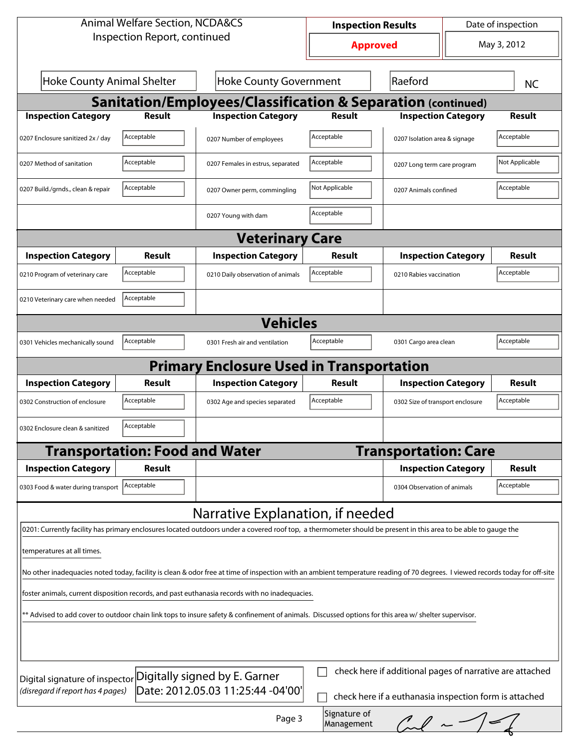Animal Welfare Section, NCDA&CS
Inspection Report, continued

| Inspection Results | Date of inspection |
| --- | --- |
| **Approved** | May 3, 2012 |

| Hoke County Animal Shelter | Hoke County Government | Raeford | NC |
| --- | --- | --- | --- |

## Sanitation/Employees/Classification & Separation (continued)

| Inspection Category | Result | Inspection Category | Result | Inspection Category | Result |
| --- | --- | --- | --- | --- | --- |
| 0207 Enclosure sanitized 2x / day | Acceptable | 0207 Number of employees | Acceptable | 0207 Isolation area & signage | Acceptable |
| 0207 Method of sanitation | Acceptable | 0207 Females in estrus, separated | Acceptable | 0207 Long term care program | Not Applicable |
| 0207 Build./grnds., clean & repair | Acceptable | 0207 Owner perm, commingling | Not Applicable | 0207 Animals confined | Acceptable |
| | | 0207 Young with dam | Acceptable | | |

## Veterinary Care

| Inspection Category | Result | Inspection Category | Result | Inspection Category | Result |
| --- | --- | --- | --- | --- | --- |
| 0210 Program of veterinary care | Acceptable | 0210 Daily observation of animals | Acceptable | 0210 Rabies vaccination | Acceptable |
| 0210 Veterinary care when needed | Acceptable | | | | |

## Vehicles

| Inspection Category | Result | Inspection Category | Result | Inspection Category | Result |
| --- | --- | --- | --- | --- | --- |
| 0301 Vehicles mechanically sound | Acceptable | 0301 Fresh air and ventilation | Acceptable | 0301 Cargo area clean | Acceptable |

## Primary Enclosure Used in Transportation

| Inspection Category | Result | Inspection Category | Result | Inspection Category | Result |
| --- | --- | --- | --- | --- | --- |
| 0302 Construction of enclosure | Acceptable | 0302 Age and species separated | Acceptable | 0302 Size of transport enclosure | Acceptable |
| 0302 Enclosure clean & sanitized | Acceptable | | | | |

## Transportation: Food and Water

| Inspection Category | Result |
| --- | --- |
| 0303 Food & water during transport | Acceptable |

## Transportation: Care

| Inspection Category | Result |
| --- | --- |
| 0304 Observation of animals | Acceptable |

## Narrative Explanation, if needed

0201: Currently facility has primary enclosures located outdoors under a covered roof top, a thermometer should be present in this area to be able to gauge the temperatures at all times.

No other inadequacies noted today, facility is clean & odor free at time of inspection with an ambient temperature reading of 70 degrees. I viewed records today for off-site foster animals, current disposition records, and past euthanasia records with no inadequacies.

** Advised to add cover to outdoor chain link tops to insure safety & confinement of animals. Discussed options for this area w/ shelter supervisor.

Digital signature of inspector (disregard if report has 4 pages): Digitally signed by E. Garner
Date: 2012.05.03 11:25:44 -04'00'

☐ check here if additional pages of narrative are attached

☐ check here if a euthanasia inspection form is attached

Signature of Management: [signature]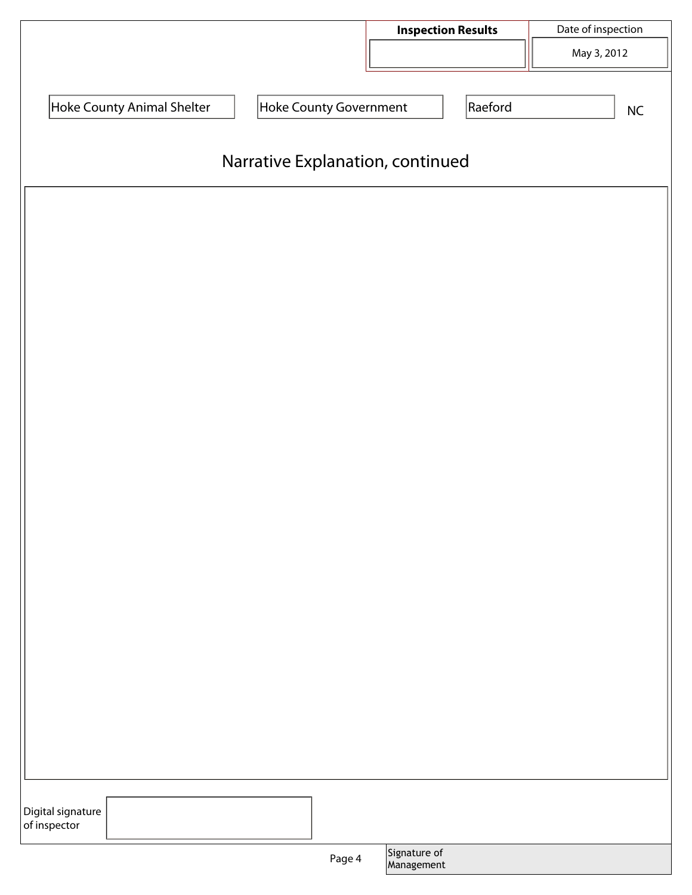**Inspection Results**

Date of inspection

May 3, 2012

Hoke County Animal Shelter

Hoke County Government

Raeford

NC

## Narrative Explanation, continued

Digital signature of inspector

Signature of Management